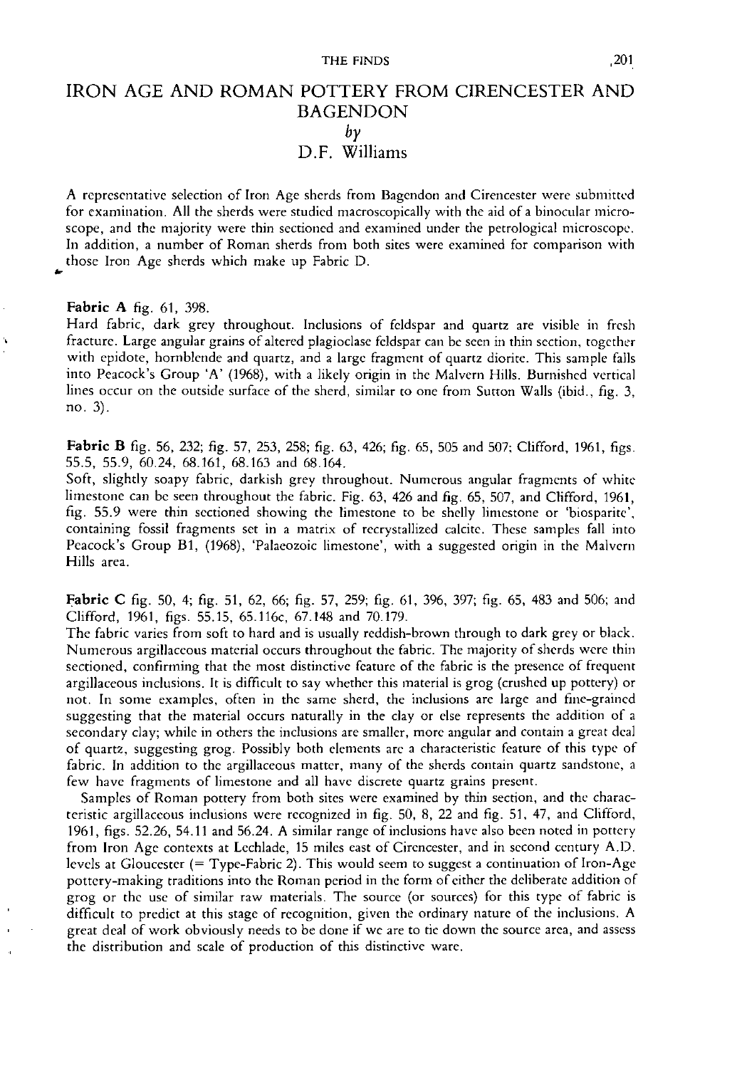# IRON AGE AND ROMAN POTTERY FROM CIRENCESTER AND BAGENDON

*by*

D.F. Williams

A representative selection of Iron Age sherds from Bagendon and Cirencester were submitted for examination. All the sherds were studied macroscopically with the aid of a binocular microscope, and the majority were thin sectioned and examined under the petrological microscope. In addition, a number of Roman sherds from both sites were examined for comparison with those Iron Age sherds which make up Fabric D.

**Fabric A** fig. 61, 398.

Hard fabric, dark grey throughout. Inclusions of feldspar and quartz are visible in fresh fracture. Large angular grains of altered plagioclase feldspar can be seen in thin section, together with epidote, hornblende and quartz, and a large fragment of quartz diorite. This sample falls into Peacock's Group 'A' (1968), with a likely origin in the Malvern Hills. Burnished vertical lines occur on the outside surface of the sherd, similar to one from Sutton Walls (ibid., fig. 3, no. 3).

**Fabric B** fig. 56, 232; fig. 57, 253, 258; fig. 63, 426; fig. 65, 505 and 507; Clifford, 1961, figs. 55.5, 55.9, 60.24, 68.161, 68.163 and 68.164.

Soft, slightly soapy fabric, darkish grey throughout. Numerous angular fragments of white limestone can be seen throughout the fabric. Fig. 63, 426 and fig. 65, 507, and Clifford, 1961, fig. 55.9 were thin sectioned showing the limestone to be shelly limestone or 'biosparite', containing fossil fragments set in a matrix of recrystallized calcite. These samples fall into Peacock's Group B1, (1968), 'Palaeozoic limestone', with a suggested origin in the Malvern Hills area.

**Fabric C** fig. 50, 4; fig. 51, 62, 66; fig. 57, 259; fig. 61, 396, 397; fig. 65, 483 and 506; and Clifford, 1961, figs. 55.15, 65.116c, 67.148 and 70.179.

The fabric varies from soft to hard and is usually reddish-brown through to dark grey or black. Numerous argillaceous material occurs throughout the fabric. The majority of sherds were thin sectioned, confirming that the most distinctive feature of the fabric is the presence of frequent argillaceous inclusions. It is difficult to say whether this material is grog (crushed up pottery) or not. In some examples, often in the same sherd, the inclusions are large and fine-grained suggesting that the material occurs naturally in the clay or else represents the addition of a secondary clay; while in others the inclusions are smaller, more angular and contain a great deal of quartz, suggesting grog. Possibly both elements are a characteristic feature of this type of fabric. In addition to the argillaceous matter, many of the sherds contain quartz sandstone, a few have fragments of limestone and all have discrete quartz grains present.

Samples of Roman pottery from both sites were examined by thin section, and the characteristic argillaceous inclusions were recognized in fig. 50, 8, 22 and fig. 51, 47, and Clifford, 1961, figs. 52.26, 54.11 and 56.24. A similar range of inclusions have also been noted in pottery from Iron Age contexts at Lechlade, 15 miles east of Cirencester, and in second century A.D. levels at Gloucester (= Type-Fabric 2). This would seem to suggest a continuation of Iron-Age pottery-making traditions into the Roman period in the form of either the deliberate addition of grog or the use of similar raw materials. The source (or sources) for this type of fabric is difficult to predict at this stage of recognition, given the ordinary nature of the inclusions. A great deal of work obviously needs to be done if we are to tie down the source area, and assess the distribution and scale of production of this distinctive ware.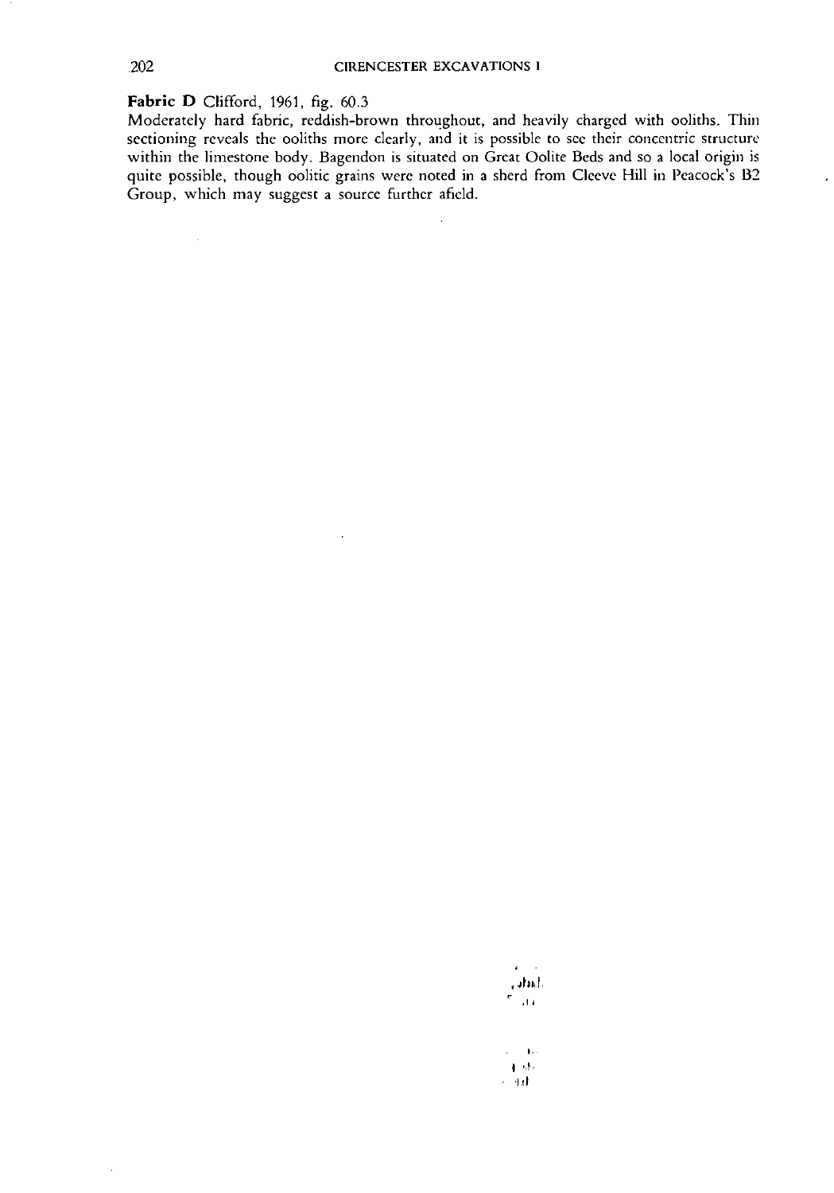**Fabric D** Clifford, 1961, fig. 60.3

Moderately hard fabric, reddish-brown throughout, and heavily charged with ooliths. Thin sectioning reveals the ooliths more clearly, and it is possible to see their concentric structure within the limestone body. Bagendon is situated on Great Oolite Beds and so a local origin is quite possible, though oolitic grains were noted in a sherd from Cleeve Hill in Peacock's B2 Group, which may suggest a source further afield.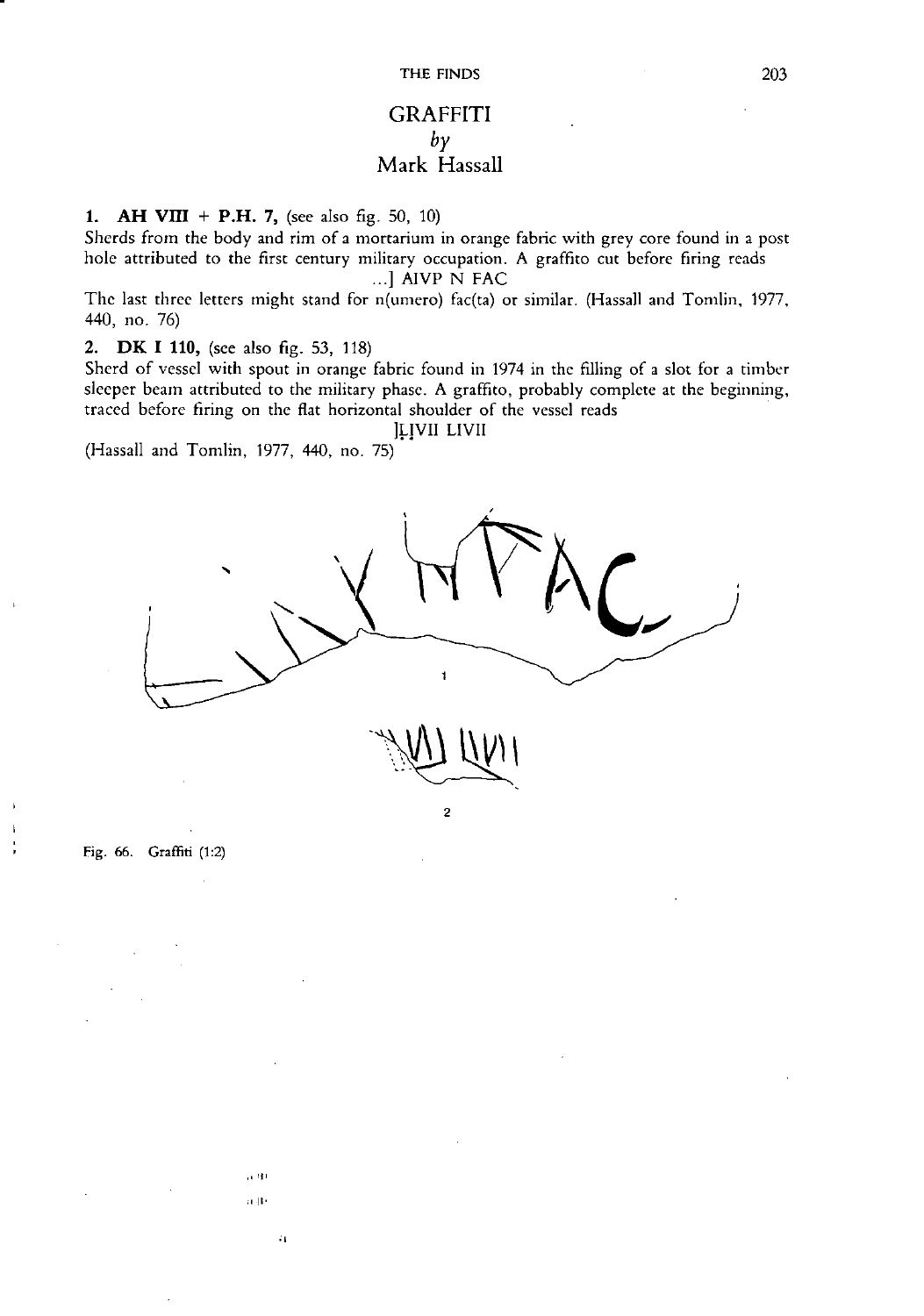# GRAFFITI
*by*
Mark Hassall

**1. AH VIII + P.H. 7,** (see also fig. 50, 10)

Sherds from the body and rim of a mortarium in orange fabric with grey core found in a post hole attributed to the first century military occupation. A graffito cut before firing reads

...] AIVP N FAC

The last three letters might stand for n(umero) fac(ta) or similar. (Hassall and Tomlin, 1977, 440, no. 76)

**2. DK I 110,** (see also fig. 53, 118)

Sherd of vessel with spout in orange fabric found in 1974 in the filling of a slot for a timber sleeper beam attributed to the military phase. A graffito, probably complete at the beginning, traced before firing on the flat horizontal shoulder of the vessel reads

]LIVII LIVII

(Hassall and Tomlin, 1977, 440, no. 75)

Fig. 66. Graffiti (1:2)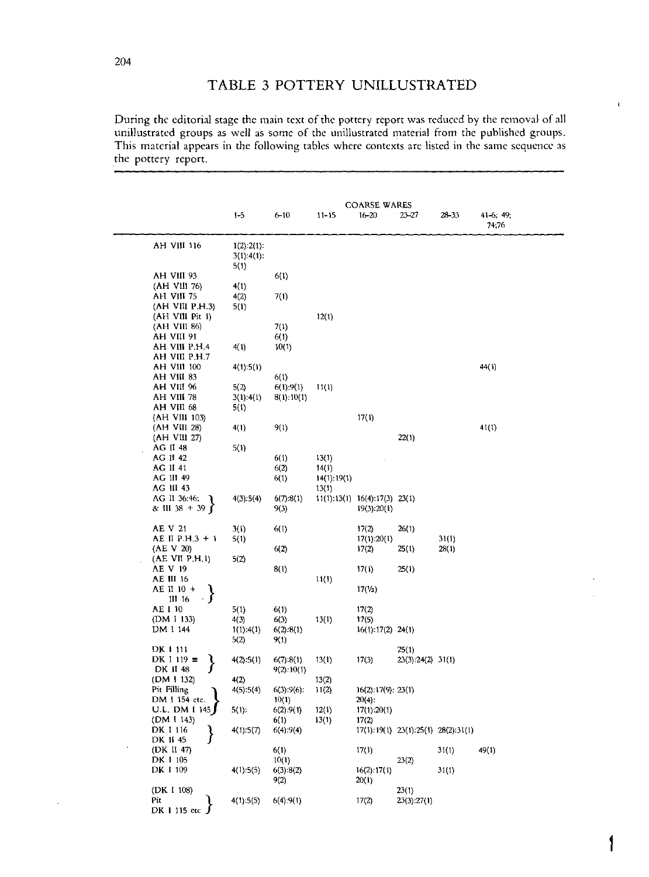# TABLE 3 POTTERY UNILLUSTRATED

During the editorial stage the main text of the pottery report was reduced by the removal of all unillustrated groups as well as some of the unillustrated material from the published groups. This material appears in the following tables where contexts are listed in the same sequence as the pottery report.

| | COARSE WARES | | | | | | |
|---|---|---|---|---|---|---|---|
| | 1-5 | 6-10 | 11-15 | 16-20 | 23-27 | 28-33 | 41-6; 49; 74;76 |
| AH VIII 116 | 1(2):2(1): 3(1):4(1): 5(1) | | | | | | |
| AH VIII 93 | | 6(1) | | | | | |
| (AH VIII 76) | 4(1) | | | | | | |
| AH VIII 75 | 4(2) | 7(1) | | | | | |
| (AH VIII P.H.3) | 5(1) | | | | | | |
| (AH VIII Pit 1) | | | 12(1) | | | | |
| (AH VIII 86) | | 7(1) | | | | | |
| AH VIII 91 | | 6(1) | | | | | |
| AH VIII P.H.4 | 4(1) | 10(1) | | | | | |
| AH VIII P.H.7 | | | | | | | |
| AH VIII 100 | 4(1):5(1) | | | | | | 44(1) |
| AH VIII 83 | | 6(1) | | | | | |
| AH VIII 96 | 5(2) | 6(1):9(1) | 11(1) | | | | |
| AH VIII 78 | 3(1):4(1) | 8(1):10(1) | | | | | |
| AH VIII 68 | 5(1) | | | | | | |
| (AH VIII 103) | | | | 17(1) | | | |
| (AH VIII 28) | 4(1) | 9(1) | | | | | 41(1) |
| (AH VIII 27) | | | | | 22(1) | | |
| AG II 48 | 5(1) | | | | | | |
| AG II 42 | | 6(1) | 13(1) | | | | |
| AG II 41 | | 6(2) | 14(1) | | | | |
| AG III 49 | | 6(1) | 14(1):19(1) | | | | |
| AG III 43 | | | 13(1) | | | | |
| AG II 36:46; & III 38 + 39 | 4(3):5(4) | 6(7):8(1) 9(3) | 11(1):13(1) | 16(4):17(3) 19(3):20(1) | 23(1) | | |
| AE V 21 | 3(1) | 6(1) | | 17(2) | 26(1) | | |
| AE II P.H.3 + 1 | 5(1) | | | 17(1):20(1) | | 31(1) | |
| (AE V 20) | | 6(2) | | 17(2) | 25(1) | 28(1) | |
| (AE VII P.H.1) | 5(2) | | | | | | |
| AE V 19 | | 8(1) | | 17(1) | 25(1) | | |
| AE III 16 | | | 11(1) | | | | |
| AE II 10 + III 16 | | | | 17(½) | | | |
| AE I 10 | 5(1) | 6(1) | | 17(2) | | | |
| (DM I 133) | 4(3) | 6(3) | 13(1) | 17(5) | | | |
| DM I 144 | 1(1):4(1) 5(2) | 6(2):8(1) 9(1) | | 16(1):17(2) | 24(1) | | |
| DK I 111 | | | | | 25(1) | | |
| DK I 119 ≡ DK II 48 | 4(2):5(1) | 6(7):8(1) 9(2):10(1) | 13(1) | 17(3) | 23(3):24(2) | 31(1) | |
| (DM I 132) | 4(2) | | 13(2) | | | | |
| Pit Filling DM I 154 etc. | 4(5):5(4) | 6(3):9(6): 10(1) | 11(2) | 16(2):17(9): 20(4): | 23(1) | | |
| U.L. DM I 145 | 5(1): | 6(2):9(1) | 12(1) | 17(1):20(1) | | | |
| (DM I 143) | | 6(1) | 13(1) | 17(2) | | | |
| DK I 116 DK II 45 | 4(1):5(7) | 6(4):9(4) | | 17(1):19(1) | 23(1):25(1) | 28(2):31(1) | |
| (DK II 47) | | 6(1) | | 17(1) | | 31(1) | 49(1) |
| DK I 105 | | 10(1) | | | 23(2) | | |
| DK I 109 | 4(1):5(5) | 6(3):8(2) 9(2) | | 16(2):17(1) 20(1) | | 31(1) | |
| (DK I 108) | | | | | 23(1) | | |
| Pit DK I 115 etc | 4(1):5(5) | 6(4):9(1) | | 17(2) | 23(3):27(1) | | |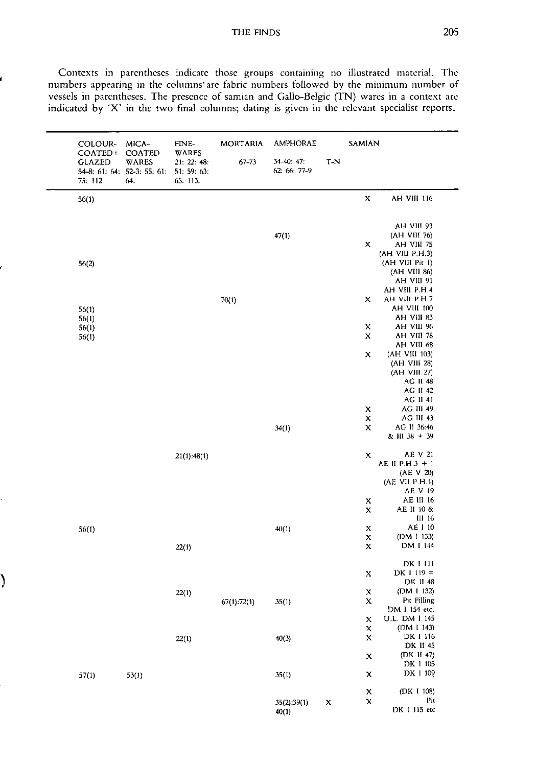Contexts in parentheses indicate those groups containing no illustrated material. The numbers appearing in the columns are fabric numbers followed by the minimum number of vessels in parentheses. The presence of samian and Gallo-Belgic (TN) wares in a context are indicated by 'X' in the two final columns; dating is given in the relevant specialist reports.

| COLOUR-COATED+ GLAZED 54-8: 61: 64: 75: 112 | MICA-COATED WARES 52-3: 55: 61: 64: | FINE-WARES 21: 22: 48: 51: 59: 63: 65: 113: | MORTARIA 67-73 | AMPHORAE 34-40: 47: 62: 66: 77-9 | T-N | SAMIAN | |
|---|---|---|---|---|---|---|---|
| 56(1) | | | | | | X | AH VIII 116 |
| | | | | | | | AH VIII 93 |
| | | | | 47(1) | | | (AH VIII 76) |
| | | | | | | X | AH VIII 75 |
| | | | | | | | (AH VIII P.H.3) |
| 56(2) | | | | | | | (AH VIII Pit 1) |
| | | | | | | | (AH VIII 86) |
| | | | | | | | AH VIII 91 |
| | | | | | | | AH VIII P.H.4 |
| | | | 70(1) | | | X | AH VIII P.H.7 |
| 56(1) | | | | | | | AH VIII 100 |
| 56(1) | | | | | | | AH VIII 83 |
| 56(1) | | | | | | X | AH VIII 96 |
| 56(1) | | | | | | X | AH VIII 78 |
| | | | | | | | AH VIII 68 |
| | | | | | | X | (AH VIII 103) |
| | | | | | | | (AH VIII 28) |
| | | | | | | | (AH VIII 27) |
| | | | | | | | AG II 48 |
| | | | | | | | AG II 42 |
| | | | | | | | AG II 41 |
| | | | | | | X | AG III 49 |
| | | | | | | X | AG III 43 |
| | | | | 34(1) | | X | AG II 36:46 & III 38 + 39 |
| | | 21(1):48(1) | | | | X | AE V 21 |
| | | | | | | | AE II P.H.3 + 1 |
| | | | | | | | (AE V 20) |
| | | | | | | | (AE VII P.H.1) |
| | | | | | | | AE V 19 |
| | | | | | | X | AE III 16 |
| | | | | | | X | AE II 10 & III 16 |
| 56(1) | | | | 40(1) | | X | AE I 10 |
| | | | | | | X | (DM I 133) |
| | | 22(1) | | | | X | DM I 144 |
| | | | | | | | DK I 111 |
| | | | | | | X | DK I 119 = DK II 48 |
| | | 22(1) | | | | X | (DM I 132) |
| | | | 67(1):72(1) | 35(1) | | X | Pit Filling DM I 154 etc. |
| | | | | | | X | U.L. DM I 145 |
| | | | | | | X | (DM I 143) |
| | | 22(1) | | 40(3) | | X | DK I 116 |
| | | | | | | | DK II 45 |
| | | | | | | X | (DK II 47) |
| | | | | | | | DK I 105 |
| 57(1) | 53(1) | | | 35(1) | | X | DK I 109 |
| | | | | | | X | (DK I 108) |
| | | | | 35(2):39(1) 40(1) | X | X | Pit DK I 115 etc |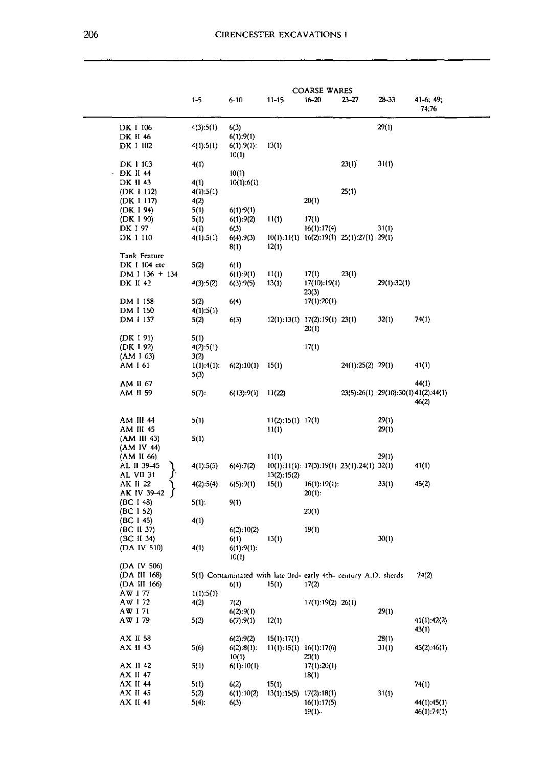| | COARSE WARES | | | | | | |
|---|---|---|---|---|---|---|---|
| | 1–5 | 6–10 | 11–15 | 16–20 | 23–27 | 28–33 | 41–6; 49; 74;76 |
| DK I 106 | 4(3):5(1) | 6(3) | | | | 29(1) | |
| DK II 46 | | 6(1):9(1) | | | | | |
| DK I 102 | 4(1):5(1) | 6(1):9(1): 10(1) | 13(1) | | | | |
| DK I 103 | 4(1) | | | | 23(1) | 31(1) | |
| DK II 44 | | 10(1) | | | | | |
| DK II 43 | 4(1) | 10(1):6(1) | | | | | |
| (DK I 112) | 4(1):5(1) | | | | 25(1) | | |
| (DK I 117) | 4(2) | | | 20(1) | | | |
| (DK I 94) | 5(1) | 6(1):9(1) | | | | | |
| (DK I 90) | 5(1) | 6(1):9(2) | 11(1) | 17(1) | | | |
| DK I 97 | 4(1) | 6(3) | | 16(1):17(4) | | 31(1) | |
| DK I 110 | 4(1):5(1) | 6(4):9(3) 8(1) | 10(1):11(1) 12(1) | 16(2):19(1) | 25(1):27(1) | 29(1) | |
| Tank Feature | | | | | | | |
| DK I 104 etc | 5(2) | 6(1) | | | | | |
| DM I 136 + 134 | | 6(1):9(1) | 11(1) | 17(1) | 23(1) | | |
| DK II 42 | 4(3):5(2) | 6(3):9(5) | 13(1) | 17(10):19(1) 20(3) | | 29(1):32(1) | |
| DM I 158 | 5(2) | 6(4) | | 17(1):20(1) | | | |
| DM I 150 | 4(1):5(1) | | | | | | |
| DM I 137 | 5(2) | 6(3) | 12(1):13(1) | 17(2):19(1) 20(1) | 23(1) | 32(1) | 74(1) |
| (DK I 91) | 5(1) | | | | | | |
| (DK I 92) | 4(2):5(1) | | | 17(1) | | | |
| (AM I 63) | 3(2) | | | | | | |
| AM I 61 | 1(1):4(1): 5(3) | 6(2):10(1) | 15(1) | | 24(1):25(2) | 29(1) | 41(1) |
| AM II 67 | | | | | | | 44(1) |
| AM II 59 | 5(7): | 6(13):9(1) | 11(22) | | 23(5):26(1) | 29(10):30(1) | 41(2):44(1) 46(2) |
| AM III 44 | 5(1) | | 11(2):15(1) | 17(1) | | 29(1) | |
| AM III 45 | | | 11(1) | | | 29(1) | |
| (AM III 43) | 5(1) | | | | | | |
| (AM IV 44) | | | | | | | |
| (AM II 66) | | | 11(1) | | | 29(1) | |
| AL II 39–45 } AL VII 31 } | 4(1):5(5) | 6(4):7(2) | 10(1):11(1): 13(2):15(2) | 17(3):19(1) | 23(1):24(1) | 32(1) | 41(1) |
| AK II 22 } AK IV 39–42 } | 4(2):5(4) | 6(5):9(1) | 15(1) | 16(1):19(1): 20(1): | | 33(1) | 45(2) |
| (BC I 48) | 5(1): | 9(1) | | | | | |
| (BC I 52) | | | | 20(1) | | | |
| (BC I 45) | 4(1) | | | | | | |
| (BC II 37) | | 6(2):10(2) | | 19(1) | | | |
| (BC II 34) | | 6(1) | 13(1) | | | 30(1) | |
| (DA IV 510) | 4(1) | 6(1):9(1): 10(1) | | | | | |
| (DA IV 506) | | | | | | | |
| (DA III 168) | 5(1) Contaminated with late 3rd- early 4th- century A.D. sherds | | | | | | 74(2) |
| (DA III 166) | | 6(1) | 15(1) | 17(2) | | | |
| AW I 77 | 1(1):5(1) | | | | | | |
| AW I 72 | 4(2) | 7(2) | | 17(1):19(2) | 26(1) | | |
| AW I 71 | | 6(2):9(1) | | | | 29(1) | |
| AW I 79 | 5(2) | 6(7):9(1) | 12(1) | | | | 41(1):42(2) 43(1) |
| AX II 58 | | 6(2):9(2) | 15(1):17(1) | | | 28(1) | |
| AX II 43 | 5(6) | 6(2):8(1): 10(1) | 11(1):15(1) | 16(1):17(6) 20(1) | | 31(1) | 45(2):46(1) |
| AX II 42 | 5(1) | 6(1):10(1) | | 17(1):20(1) | | | |
| AX II 47 | | | | 18(1) | | | |
| AX II 44 | 5(1) | 6(2) | 15(1) | | | | 74(1) |
| AX II 45 | 5(2) | 6(1):10(2) | 13(1):15(5) | 17(2):18(1) | | 31(1) | |
| AX II 41 | 5(4): | 6(3)· | | 16(1):17(5) 19(1). | | | 44(1):45(1) 46(1):74(1) |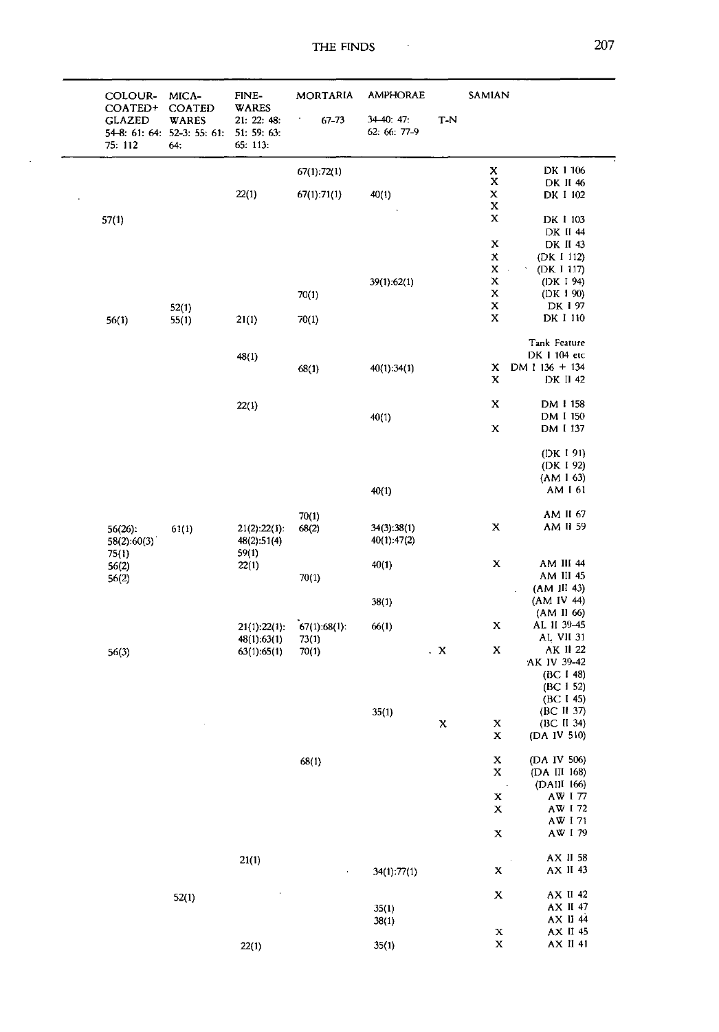| COLOUR-COATED+ GLAZED 54-8: 61: 64: 75: 112 | MICA-COATED WARES 52-3: 55: 61: 64: | FINE-WARES 21: 22: 48: 51: 59: 63: 65: 113: | MORTARIA 67-73 | AMPHORAE 34-40: 47: 62: 66: 77-9 | T-N | SAMIAN | |
|---|---|---|---|---|---|---|---|
| | | | 67(1):72(1) | | | X | DK I 106 |
| | | | | | | X | DK II 46 |
| | | 22(1) | 67(1):71(1) | 40(1) | | X | DK I 102 |
| | | | | | | X | |
| 57(1) | | | | | | X | DK I 103 |
| | | | | | | | DK II 44 |
| | | | | | | X | DK II 43 |
| | | | | | | X | (DK I 112) |
| | | | | | | X | (DK I 117) |
| | | | | 39(1):62(1) | | X | (DK I 94) |
| | | | 70(1) | | | X | (DK I 90) |
| | 52(1) | | | | | X | DK I 97 |
| 56(1) | 55(1) | 21(1) | 70(1) | | | X | DK I 110 |
| | | | | | | | Tank Feature |
| | | 48(1) | | | | | DK I 104 etc |
| | | | 68(1) | 40(1):34(1) | | X | DM I 136 + 134 |
| | | | | | | X | DK II 42 |
| | | 22(1) | | | | X | DM I 158 |
| | | | | 40(1) | | | DM I 150 |
| | | | | | | X | DM I 137 |
| | | | | | | | (DK I 91) |
| | | | | | | | (DK I 92) |
| | | | | | | | (AM I 63) |
| | | | | 40(1) | | | AM I 61 |
| | | | 70(1) | | | | AM II 67 |
| 56(26): 58(2):60(3) 75(1) | 61(1) | 21(2):22(1): 48(2):51(4) 59(1) | 68(2) | 34(3):38(1) 40(1):47(2) | | X | AM II 59 |
| 56(2) | | 22(1) | | 40(1) | | X | AM III 44 |
| 56(2) | | | 70(1) | | | | AM III 45 |
| | | | | | | | (AM III 43) |
| | | | | 38(1) | | | (AM IV 44) |
| | | | | | | | (AM II 66) |
| | | 21(1):22(1): 48(1):63(1) | 67(1):68(1): 73(1) | 66(1) | | X | AL II 39-45 |
| | | | | | | | AL VII 31 |
| 56(3) | | 63(1):65(1) | 70(1) | | X | X | AK II 22 |
| | | | | | | | AK IV 39-42 |
| | | | | | | | (BC I 48) |
| | | | | | | | (BC I 52) |
| | | | | | | | (BC I 45) |
| | | | | 35(1) | | | (BC II 37) |
| | | | | | X | X | (BC II 34) |
| | | | | | | X | (DA IV 510) |
| | | | 68(1) | | | X | (DA IV 506) |
| | | | | | | X | (DA III 168) |
| | | | | | | | (DAIII 166) |
| | | | | | | X | AW I 77 |
| | | | | | | X | AW I 72 |
| | | | | | | | AW I 71 |
| | | | | | | X | AW I 79 |
| | | 21(1) | | | | | AX II 58 |
| | | | | 34(1):77(1) | | X | AX II 43 |
| | 52(1) | | | | | X | AX II 42 |
| | | | | 35(1) | | | AX II 47 |
| | | | | 38(1) | | | AX II 44 |
| | | | | | | X | AX II 45 |
| | | 22(1) | | 35(1) | | X | AX II 41 |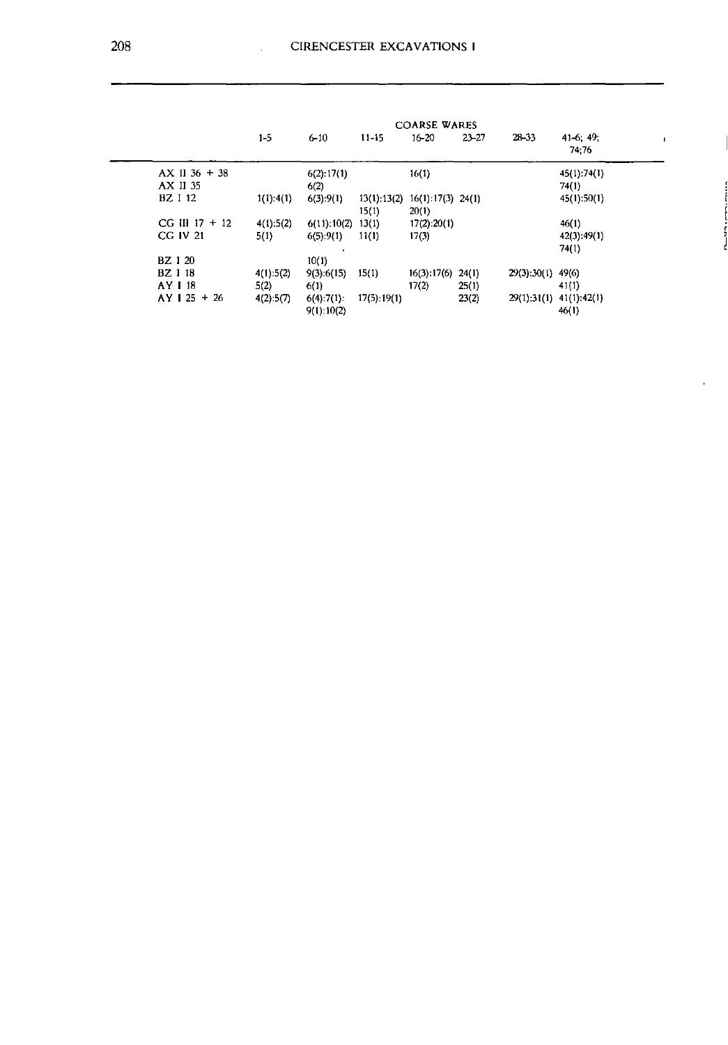| | COARSE WARES | | | | | | |
|---|---|---|---|---|---|---|---|
| | 1-5 | 6-10 | 11-15 | 16-20 | 23-27 | 28-33 | 41-6; 49; 74;76 |
| AX II 36 + 38 | | 6(2):17(1) | | 16(1) | | | 45(1):74(1) |
| AX II 35 | | 6(2) | | | | | 74(1) |
| BZ I 12 | 1(1):4(1) | 6(3):9(1) | 13(1):13(2) 15(1) | 16(1):17(3) 20(1) | 24(1) | | 45(1):50(1) |
| CG III 17 + 12 | 4(1):5(2) | 6(11):10(2) | 13(1) | 17(2):20(1) | | | 46(1) |
| CG IV 21 | 5(1) | 6(5):9(1) | 11(1) | 17(3) | | | 42(3):49(1) 74(1) |
| BZ I 20 | | 10(1) | | | | | |
| BZ I 18 | 4(1):5(2) | 9(3):6(15) | 15(1) | 16(3):17(6) | 24(1) | 29(3):30(1) | 49(6) |
| AY I 18 | 5(2) | 6(1) | | 17(2) | 25(1) | | 41(1) |
| AY I 25 + 26 | 4(2):5(7) | 6(4):7(1): 9(1):10(2) | 17(5):19(1) | | 23(2) | 29(1):31(1) | 41(1):42(1) 46(1) |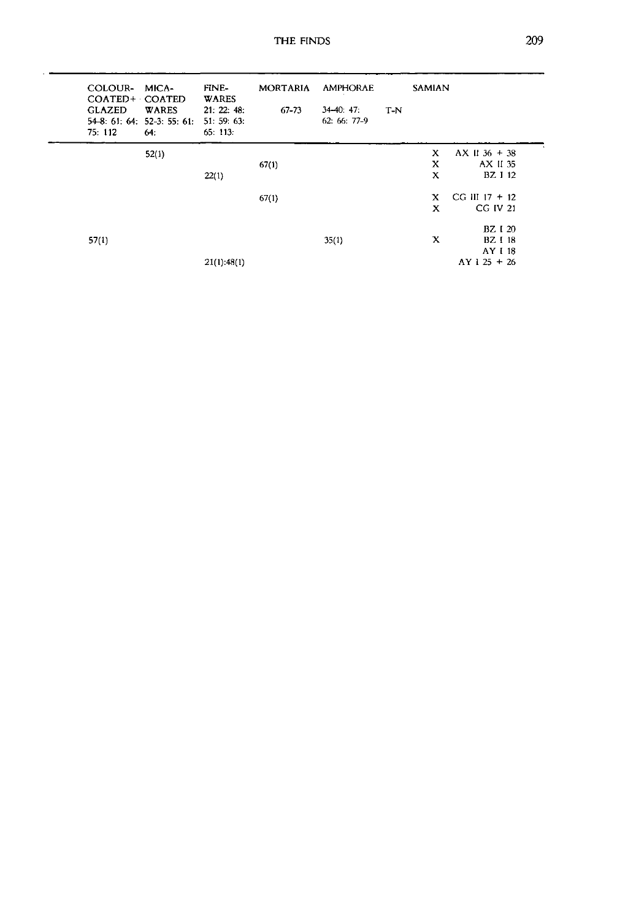| COLOUR-COATED+ GLAZED 54–8: 61: 64: 75: 112 | MICA-COATED WARES 52–3: 55: 61: 64: | FINE-WARES 21: 22: 48: 51: 59: 63: 65: 113: | MORTARIA 67–73 | AMPHORAE 34–40: 47: 62: 66: 77–9 | T-N | SAMIAN | |
|---|---|---|---|---|---|---|---|
| | 52(1) | | | | | X | AX II 36 + 38 |
| | | | 67(1) | | | X | AX II 35 |
| | | 22(1) | | | | X | BZ I 12 |
| | | | 67(1) | | | X | CG III 17 + 12 |
| | | | | | | X | CG IV 21 |
| | | | | | | | BZ I 20 |
| 57(1) | | | | 35(1) | | X | BZ I 18 |
| | | | | | | | AY I 18 |
| | | 21(1):48(1) | | | | | AY I 25 + 26 |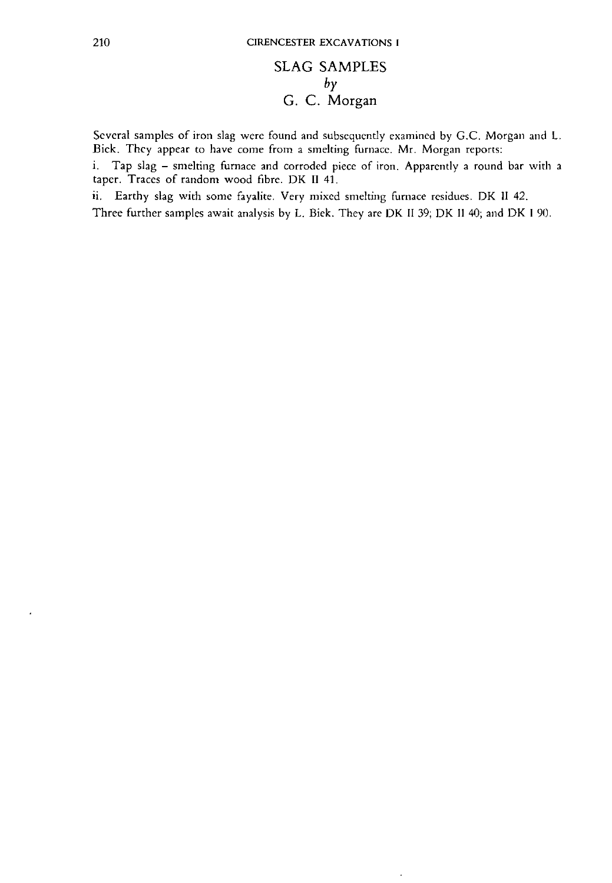# SLAG SAMPLES

*by*

G. C. Morgan

Several samples of iron slag were found and subsequently examined by G.C. Morgan and L. Biek. They appear to have come from a smelting furnace. Mr. Morgan reports:

i. Tap slag – smelting furnace and corroded piece of iron. Apparently a round bar with a taper. Traces of random wood fibre. DK II 41.

ii. Earthy slag with some fayalite. Very mixed smelting furnace residues. DK II 42.

Three further samples await analysis by L. Biek. They are DK II 39; DK II 40; and DK I 90.